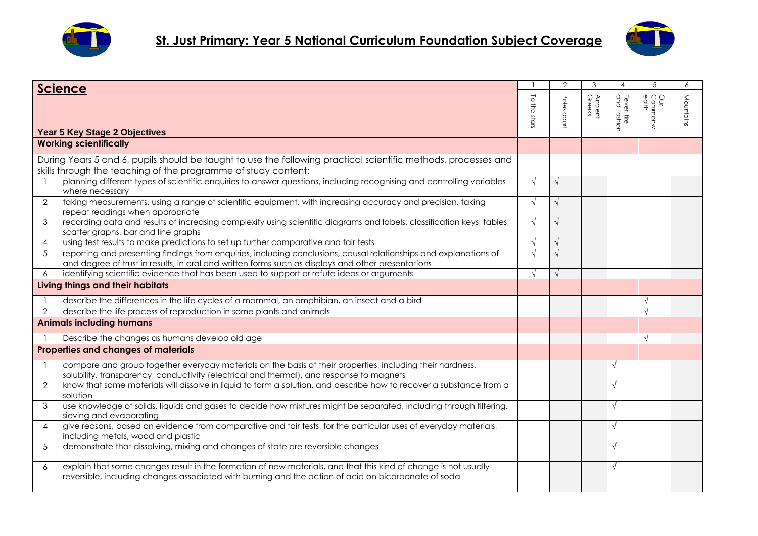# St. Just Primary: Year 5 National Curriculum Foundation Subject Coverage

| **Science** <br> **Year 5 Key Stage 2 Objectives** | | 1 <br> To the stars | 2 <br> Poles apart | 3 <br> Ancient Greeks | 4 <br> Fever, fire and Fashion | 5 <br> Our Commonwealth | 6 <br> Mountains |
|---|---|---|---|---|---|---|---|
| **Working scientifically** | | | | | | | |
| During Years 5 and 6, pupils should be taught to use the following practical scientific methods, processes and skills through the teaching of the programme of study content: | | | | | | | |
| 1 | planning different types of scientific enquiries to answer questions, including recognising and controlling variables where necessary | √ | √ | | | | |
| 2 | taking measurements, using a range of scientific equipment, with increasing accuracy and precision, taking repeat readings when appropriate | √ | √ | | | | |
| 3 | recording data and results of increasing complexity using scientific diagrams and labels, classification keys, tables, scatter graphs, bar and line graphs | √ | √ | | | | |
| 4 | using test results to make predictions to set up further comparative and fair tests | √ | √ | | | | |
| 5 | reporting and presenting findings from enquiries, including conclusions, causal relationships and explanations of and degree of trust in results, in oral and written forms such as displays and other presentations | √ | √ | | | | |
| 6 | identifying scientific evidence that has been used to support or refute ideas or arguments | √ | √ | | | | |
| **Living things and their habitats** | | | | | | | |
| 1 | describe the differences in the life cycles of a mammal, an amphibian, an insect and a bird | | | | | √ | |
| 2 | describe the life process of reproduction in some plants and animals | | | | | √ | |
| **Animals including humans** | | | | | | | |
| 1 | Describe the changes as humans develop old age | | | | | √ | |
| **Properties and changes of materials** | | | | | | | |
| 1 | compare and group together everyday materials on the basis of their properties, including their hardness, solubility, transparency, conductivity (electrical and thermal), and response to magnets | | | | √ | | |
| 2 | know that some materials will dissolve in liquid to form a solution, and describe how to recover a substance from a solution | | | | √ | | |
| 3 | use knowledge of solids, liquids and gases to decide how mixtures might be separated, including through filtering, sieving and evaporating | | | | √ | | |
| 4 | give reasons, based on evidence from comparative and fair tests, for the particular uses of everyday materials, including metals, wood and plastic | | | | √ | | |
| 5 | demonstrate that dissolving, mixing and changes of state are reversible changes | | | | √ | | |
| 6 | explain that some changes result in the formation of new materials, and that this kind of change is not usually reversible, including changes associated with burning and the action of acid on bicarbonate of soda | | | | √ | | |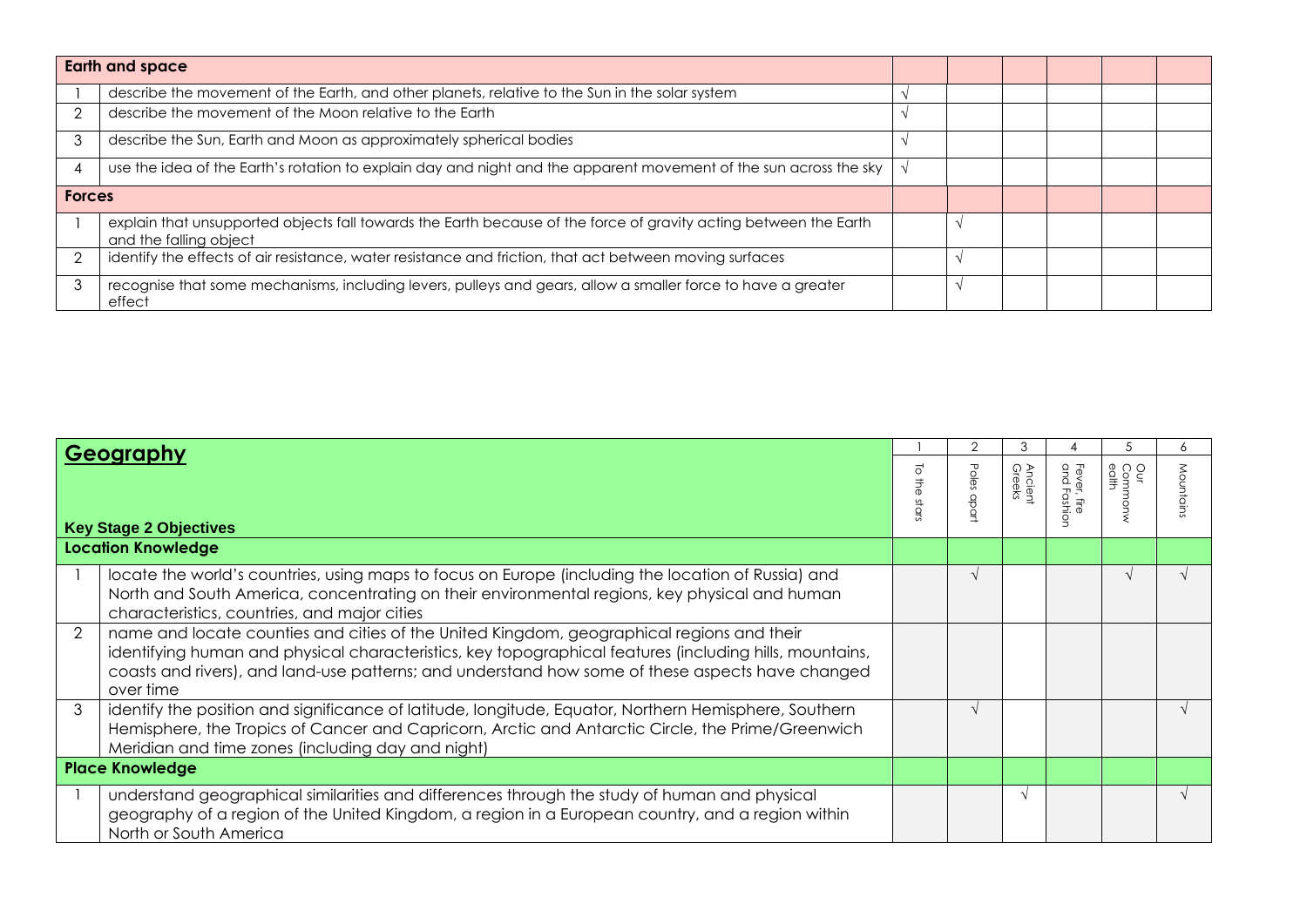| Earth and space | | | | | | | |
|---|---|---|---|---|---|---|---|
| 1 | describe the movement of the Earth, and other planets, relative to the Sun in the solar system | √ | | | | | |
| 2 | describe the movement of the Moon relative to the Earth | √ | | | | | |
| 3 | describe the Sun, Earth and Moon as approximately spherical bodies | √ | | | | | |
| 4 | use the idea of the Earth's rotation to explain day and night and the apparent movement of the sun across the sky | √ | | | | | |
| **Forces** | | | | | | | |
| 1 | explain that unsupported objects fall towards the Earth because of the force of gravity acting between the Earth and the falling object | | √ | | | | |
| 2 | identify the effects of air resistance, water resistance and friction, that act between moving surfaces | | √ | | | | |
| 3 | recognise that some mechanisms, including levers, pulleys and gears, allow a smaller force to have a greater effect | | √ | | | | |

| **Geography** | | 1 | 2 | 3 | 4 | 5 | 6 |
|---|---|---|---|---|---|---|---|
| **Key Stage 2 Objectives** | | To the stars | Poles apart | Ancient Greeks | Fever, fire and Fashion | Our Commonwealth | Mountains |
| **Location Knowledge** | | | | | | | |
| 1 | locate the world's countries, using maps to focus on Europe (including the location of Russia) and North and South America, concentrating on their environmental regions, key physical and human characteristics, countries, and major cities | | √ | | | √ | √ |
| 2 | name and locate counties and cities of the United Kingdom, geographical regions and their identifying human and physical characteristics, key topographical features (including hills, mountains, coasts and rivers), and land-use patterns; and understand how some of these aspects have changed over time | | | | | | |
| 3 | identify the position and significance of latitude, longitude, Equator, Northern Hemisphere, Southern Hemisphere, the Tropics of Cancer and Capricorn, Arctic and Antarctic Circle, the Prime/Greenwich Meridian and time zones (including day and night) | | √ | | | | √ |
| **Place Knowledge** | | | | | | | |
| 1 | understand geographical similarities and differences through the study of human and physical geography of a region of the United Kingdom, a region in a European country, and a region within North or South America | | | √ | | | √ |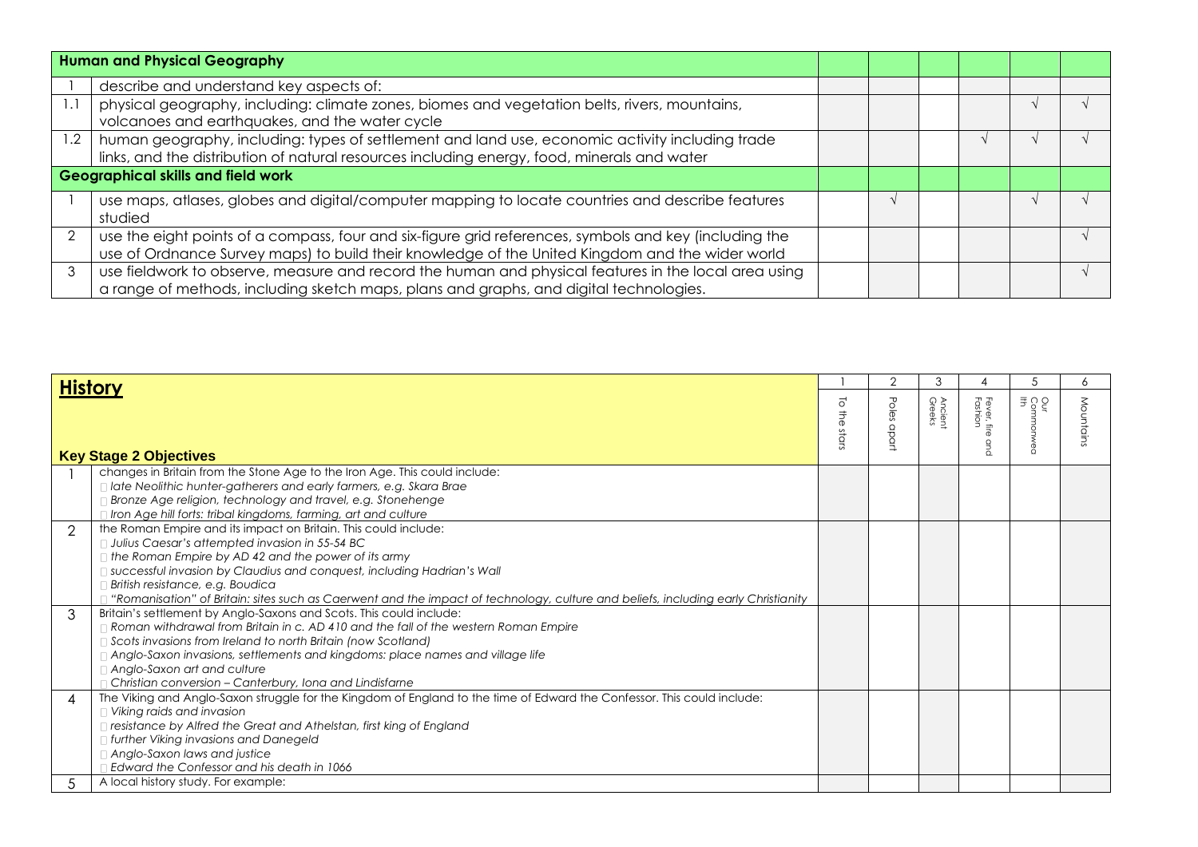| Human and Physical Geography | | | | | | | |
|---|---|---|---|---|---|---|---|
| 1 | describe and understand key aspects of: | | | | | | |
| 1.1 | physical geography, including: climate zones, biomes and vegetation belts, rivers, mountains, volcanoes and earthquakes, and the water cycle | | | | | √ | √ |
| 1.2 | human geography, including: types of settlement and land use, economic activity including trade links, and the distribution of natural resources including energy, food, minerals and water | | | | √ | √ | √ |
| **Geographical skills and field work** | | | | | | | |
| 1 | use maps, atlases, globes and digital/computer mapping to locate countries and describe features studied | | √ | | | √ | √ |
| 2 | use the eight points of a compass, four and six-figure grid references, symbols and key (including the use of Ordnance Survey maps) to build their knowledge of the United Kingdom and the wider world | | | | | | √ |
| 3 | use fieldwork to observe, measure and record the human and physical features in the local area using a range of methods, including sketch maps, plans and graphs, and digital technologies. | | | | | | √ |

| **History** | | 1 | 2 | 3 | 4 | 5 | 6 |
|---|---|---|---|---|---|---|---|
| **Key Stage 2 Objectives** | | To the stars | Poles apart | Ancient Greeks | Fever, fire and Fashion | Our Commonwealth | Mountains |
| 1 | changes in Britain from the Stone Age to the Iron Age. This could include:<br>*late Neolithic hunter-gatherers and early farmers, e.g. Skara Brae*<br>*Bronze Age religion, technology and travel, e.g. Stonehenge*<br>*Iron Age hill forts: tribal kingdoms, farming, art and culture* | | | | | | |
| 2 | the Roman Empire and its impact on Britain. This could include:<br>*Julius Caesar's attempted invasion in 55-54 BC*<br>*the Roman Empire by AD 42 and the power of its army*<br>*successful invasion by Claudius and conquest, including Hadrian's Wall*<br>*British resistance, e.g. Boudica*<br>*"Romanisation" of Britain: sites such as Caerwent and the impact of technology, culture and beliefs, including early Christianity* | | | | | | |
| 3 | Britain's settlement by Anglo-Saxons and Scots. This could include:<br>*Roman withdrawal from Britain in c. AD 410 and the fall of the western Roman Empire*<br>*Scots invasions from Ireland to north Britain (now Scotland)*<br>*Anglo-Saxon invasions, settlements and kingdoms: place names and village life*<br>*Anglo-Saxon art and culture*<br>*Christian conversion – Canterbury, Iona and Lindisfarne* | | | | | | |
| 4 | The Viking and Anglo-Saxon struggle for the Kingdom of England to the time of Edward the Confessor. This could include:<br>*Viking raids and invasion*<br>*resistance by Alfred the Great and Athelstan, first king of England*<br>*further Viking invasions and Danegeld*<br>*Anglo-Saxon laws and justice*<br>*Edward the Confessor and his death in 1066* | | | | | | |
| 5 | A local history study. For example: | | | | | | |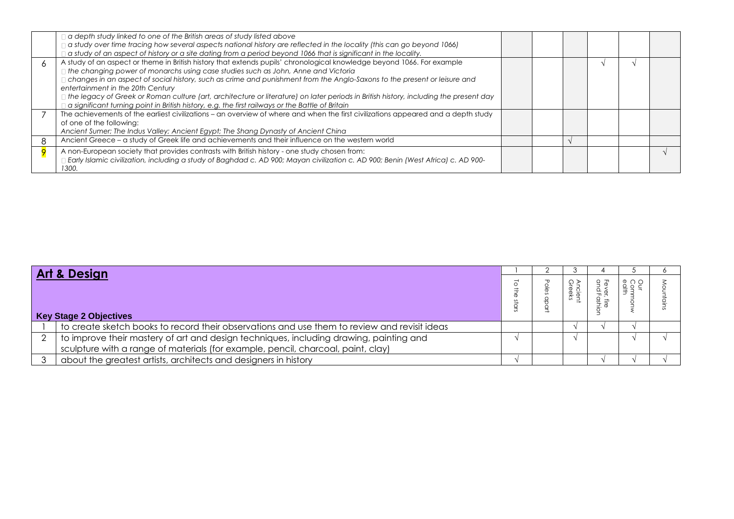| | | | | | | | |
|---|---|---|---|---|---|---|---|
| | □ *a depth study linked to one of the British areas of study listed above*<br>□ *a study over time tracing how several aspects national history are reflected in the locality (this can go beyond 1066)*<br>□ *a study of an aspect of history or a site dating from a period beyond 1066 that is significant in the locality.* | | | | | | |
| 6 | A study of an aspect or theme in British history that extends pupils' chronological knowledge beyond 1066. For example<br>□ *the changing power of monarchs using case studies such as John, Anne and Victoria*<br>□ *changes in an aspect of social history, such as crime and punishment from the Anglo-Saxons to the present or leisure and entertainment in the 20th Century*<br>□ *the legacy of Greek or Roman culture (art, architecture or literature) on later periods in British history, including the present day*<br>□ *a significant turning point in British history, e.g. the first railways or the Battle of Britain* | | | | √ | √ | |
| 7 | The achievements of the earliest civilizations – an overview of where and when the first civilizations appeared and a depth study of one of the following:<br>*Ancient Sumer; The Indus Valley; Ancient Egypt; The Shang Dynasty of Ancient China* | | | | | | |
| 8 | Ancient Greece – a study of Greek life and achievements and their influence on the western world | | | √ | | | |
| 9 | A non-European society that provides contrasts with British history - one study chosen from:<br>□ *Early Islamic civilization, including a study of Baghdad c. AD 900; Mayan civilization c. AD 900; Benin (West Africa) c. AD 900-1300.* | | | | | | √ |

| **Art & Design** | | 1 | 2 | 3 | 4 | 5 | 6 |
|---|---|---|---|---|---|---|---|
| **Key Stage 2 Objectives** | | To the stars | Poles apart | Ancient Greeks | Fever, fire and Fashion | Our Commonwealth | Mountains |
| 1 | to create sketch books to record their observations and use them to review and revisit ideas | | | √ | √ | √ | |
| 2 | to improve their mastery of art and design techniques, including drawing, painting and sculpture with a range of materials (for example, pencil, charcoal, paint, clay) | √ | | √ | | √ | √ |
| 3 | about the greatest artists, architects and designers in history | √ | | | √ | √ | √ |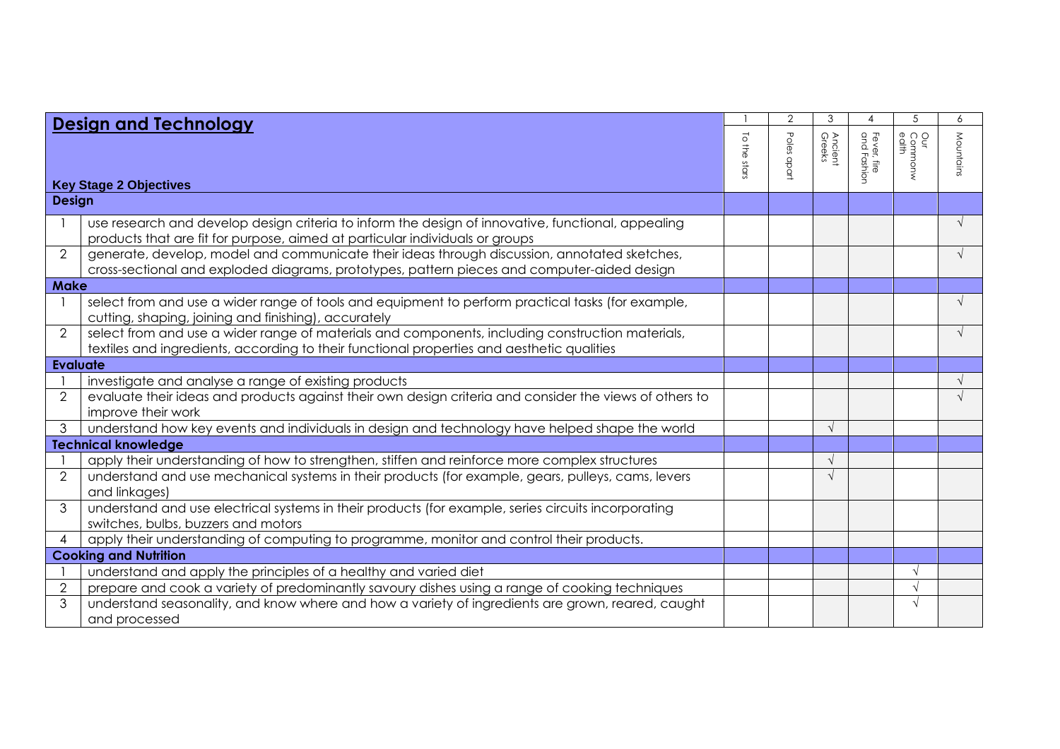| **Design and Technology** | | 1 | 2 | 3 | 4 | 5 | 6 |
|---|---|---|---|---|---|---|---|
| **Key Stage 2 Objectives** | | To the stars | Poles apart | Ancient Greeks | Fever, fire and Fashion | Our Commonwealth | Mountains |
| **Design** | | | | | | | |
| 1 | use research and develop design criteria to inform the design of innovative, functional, appealing products that are fit for purpose, aimed at particular individuals or groups | | | | | | √ |
| 2 | generate, develop, model and communicate their ideas through discussion, annotated sketches, cross-sectional and exploded diagrams, prototypes, pattern pieces and computer-aided design | | | | | | √ |
| **Make** | | | | | | | |
| 1 | select from and use a wider range of tools and equipment to perform practical tasks (for example, cutting, shaping, joining and finishing), accurately | | | | | | √ |
| 2 | select from and use a wider range of materials and components, including construction materials, textiles and ingredients, according to their functional properties and aesthetic qualities | | | | | | √ |
| **Evaluate** | | | | | | | |
| 1 | investigate and analyse a range of existing products | | | | | | √ |
| 2 | evaluate their ideas and products against their own design criteria and consider the views of others to improve their work | | | | | | √ |
| 3 | understand how key events and individuals in design and technology have helped shape the world | | | √ | | | |
| **Technical knowledge** | | | | | | | |
| 1 | apply their understanding of how to strengthen, stiffen and reinforce more complex structures | | | √ | | | |
| 2 | understand and use mechanical systems in their products (for example, gears, pulleys, cams, levers and linkages) | | | √ | | | |
| 3 | understand and use electrical systems in their products (for example, series circuits incorporating switches, bulbs, buzzers and motors | | | | | | |
| 4 | apply their understanding of computing to programme, monitor and control their products. | | | | | | |
| **Cooking and Nutrition** | | | | | | | |
| 1 | understand and apply the principles of a healthy and varied diet | | | | | √ | |
| 2 | prepare and cook a variety of predominantly savoury dishes using a range of cooking techniques | | | | | √ | |
| 3 | understand seasonality, and know where and how a variety of ingredients are grown, reared, caught and processed | | | | | √ | |